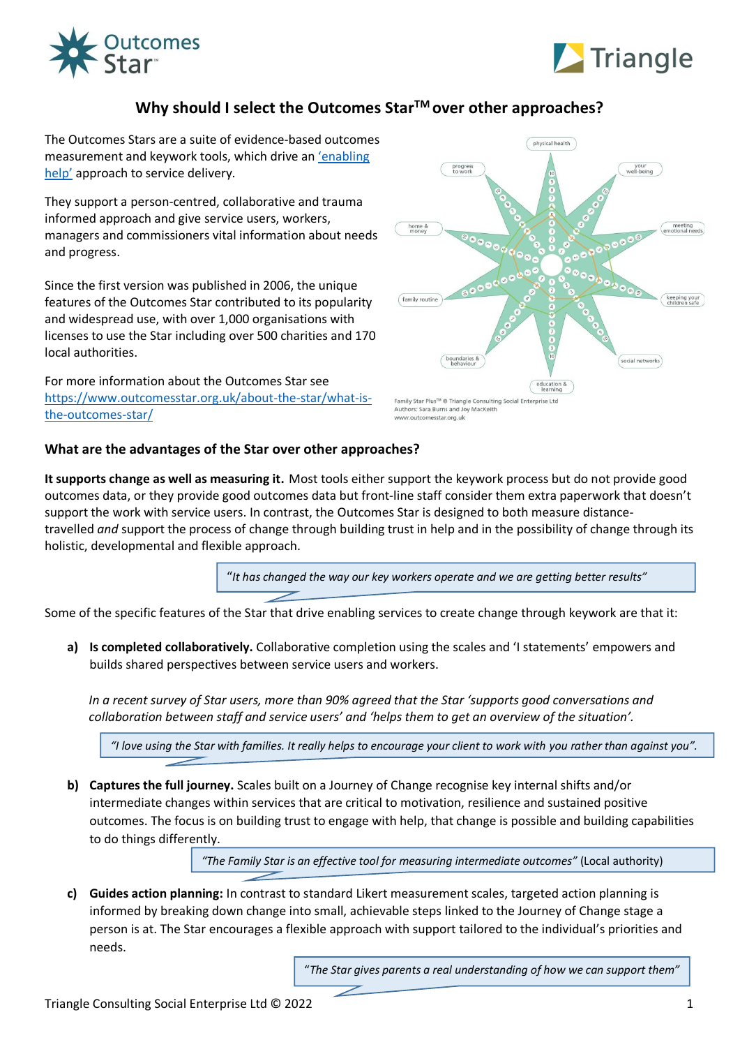# Why should I select the Outcomes Star™ over other approaches?

The Outcomes Stars are a suite of evidence-based outcomes measurement and keywork tools, which drive an 'enabling help' approach to service delivery.

They support a person-centred, collaborative and trauma informed approach and give service users, workers, managers and commissioners vital information about needs and progress.

Since the first version was published in 2006, the unique features of the Outcomes Star contributed to its popularity and widespread use, with over 1,000 organisations with licenses to use the Star including over 500 charities and 170 local authorities.

For more information about the Outcomes Star see https://www.outcomesstar.org.uk/about-the-star/what-is-the-outcomes-star/

Family Star Plus™ © Triangle Consulting Social Enterprise Ltd
Authors: Sara Burns and Joy MacKeith
www.outcomesstar.org.uk

## What are the advantages of the Star over other approaches?

**It supports change as well as measuring it.** Most tools either support the keywork process but do not provide good outcomes data, or they provide good outcomes data but front-line staff consider them extra paperwork that doesn't support the work with service users. In contrast, the Outcomes Star is designed to both measure distance-travelled *and* support the process of change through building trust in help and in the possibility of change through its holistic, developmental and flexible approach.

> *"It has changed the way our key workers operate and we are getting better results"*

Some of the specific features of the Star that drive enabling services to create change through keywork are that it:

**a) Is completed collaboratively.** Collaborative completion using the scales and 'I statements' empowers and builds shared perspectives between service users and workers.

*In a recent survey of Star users, more than 90% agreed that the Star 'supports good conversations and collaboration between staff and service users' and 'helps them to get an overview of the situation'.*

> *"I love using the Star with families. It really helps to encourage your client to work with you rather than against you".*

**b) Captures the full journey.** Scales built on a Journey of Change recognise key internal shifts and/or intermediate changes within services that are critical to motivation, resilience and sustained positive outcomes. The focus is on building trust to engage with help, that change is possible and building capabilities to do things differently.

> *"The Family Star is an effective tool for measuring intermediate outcomes"* (Local authority)

**c) Guides action planning:** In contrast to standard Likert measurement scales, targeted action planning is informed by breaking down change into small, achievable steps linked to the Journey of Change stage a person is at. The Star encourages a flexible approach with support tailored to the individual's priorities and needs.

> *"The Star gives parents a real understanding of how we can support them"*

Triangle Consulting Social Enterprise Ltd © 2022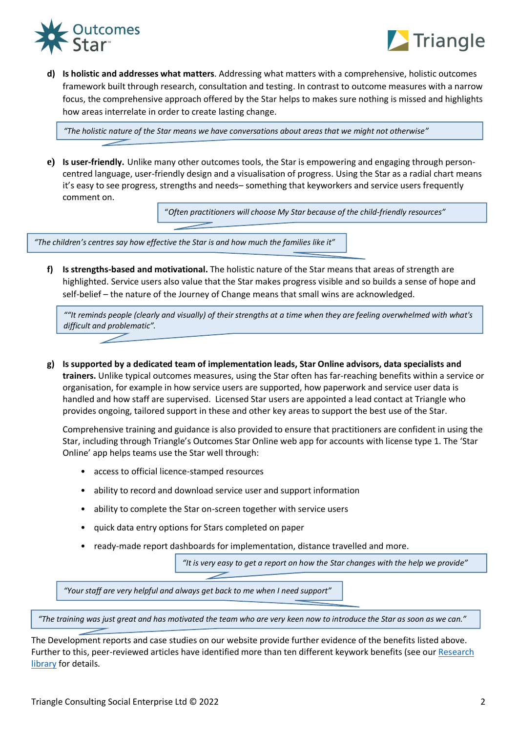d) **Is holistic and addresses what matters**. Addressing what matters with a comprehensive, holistic outcomes framework built through research, consultation and testing. In contrast to outcome measures with a narrow focus, the comprehensive approach offered by the Star helps to makes sure nothing is missed and highlights how areas interrelate in order to create lasting change.

> *"The holistic nature of the Star means we have conversations about areas that we might not otherwise"*

e) **Is user-friendly.** Unlike many other outcomes tools, the Star is empowering and engaging through person-centred language, user-friendly design and a visualisation of progress. Using the Star as a radial chart means it's easy to see progress, strengths and needs– something that keyworkers and service users frequently comment on.

> *"Often practitioners will choose My Star because of the child-friendly resources"*

> *"The children's centres say how effective the Star is and how much the families like it"*

f) **Is strengths-based and motivational.** The holistic nature of the Star means that areas of strength are highlighted. Service users also value that the Star makes progress visible and so builds a sense of hope and self-belief – the nature of the Journey of Change means that small wins are acknowledged.

> *""It reminds people (clearly and visually) of their strengths at a time when they are feeling overwhelmed with what's difficult and problematic".*

g) **Is supported by a dedicated team of implementation leads, Star Online advisors, data specialists and trainers.** Unlike typical outcomes measures, using the Star often has far-reaching benefits within a service or organisation, for example in how service users are supported, how paperwork and service user data is handled and how staff are supervised. Licensed Star users are appointed a lead contact at Triangle who provides ongoing, tailored support in these and other key areas to support the best use of the Star.

Comprehensive training and guidance is also provided to ensure that practitioners are confident in using the Star, including through Triangle's Outcomes Star Online web app for accounts with license type 1. The 'Star Online' app helps teams use the Star well through:

- access to official licence-stamped resources
- ability to record and download service user and support information
- ability to complete the Star on-screen together with service users
- quick data entry options for Stars completed on paper
- ready-made report dashboards for implementation, distance travelled and more.

> *"It is very easy to get a report on how the Star changes with the help we provide"*

> *"Your staff are very helpful and always get back to me when I need support"*

> *"The training was just great and has motivated the team who are very keen now to introduce the Star as soon as we can."*

The Development reports and case studies on our website provide further evidence of the benefits listed above. Further to this, peer-reviewed articles have identified more than ten different keywork benefits (see our Research library for details.

Triangle Consulting Social Enterprise Ltd © 2022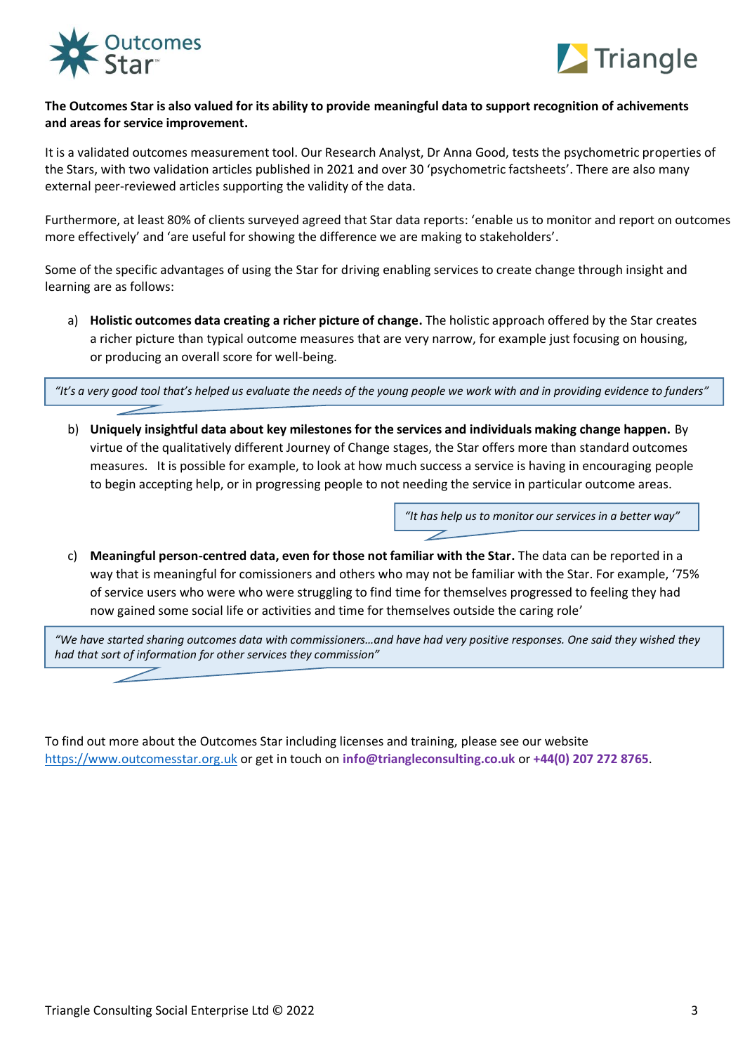**The Outcomes Star is also valued for its ability to provide meaningful data to support recognition of achivements and areas for service improvement.**

It is a validated outcomes measurement tool. Our Research Analyst, Dr Anna Good, tests the psychometric properties of the Stars, with two validation articles published in 2021 and over 30 'psychometric factsheets'. There are also many external peer-reviewed articles supporting the validity of the data.

Furthermore, at least 80% of clients surveyed agreed that Star data reports: 'enable us to monitor and report on outcomes more effectively' and 'are useful for showing the difference we are making to stakeholders'.

Some of the specific advantages of using the Star for driving enabling services to create change through insight and learning are as follows:

a) **Holistic outcomes data creating a richer picture of change.** The holistic approach offered by the Star creates a richer picture than typical outcome measures that are very narrow, for example just focusing on housing, or producing an overall score for well-being.

> *"It's a very good tool that's helped us evaluate the needs of the young people we work with and in providing evidence to funders"*

b) **Uniquely insightful data about key milestones for the services and individuals making change happen.** By virtue of the qualitatively different Journey of Change stages, the Star offers more than standard outcomes measures. It is possible for example, to look at how much success a service is having in encouraging people to begin accepting help, or in progressing people to not needing the service in particular outcome areas.

> *"It has help us to monitor our services in a better way"*

c) **Meaningful person-centred data, even for those not familiar with the Star.** The data can be reported in a way that is meaningful for comissioners and others who may not be familiar with the Star. For example, '75% of service users who were who were struggling to find time for themselves progressed to feeling they had now gained some social life or activities and time for themselves outside the caring role'

> *"We have started sharing outcomes data with commissioners…and have had very positive responses. One said they wished they had that sort of information for other services they commission"*

To find out more about the Outcomes Star including licenses and training, please see our website https://www.outcomesstar.org.uk or get in touch on **info@triangleconsulting.co.uk** or **+44(0) 207 272 8765**.

Triangle Consulting Social Enterprise Ltd © 2022